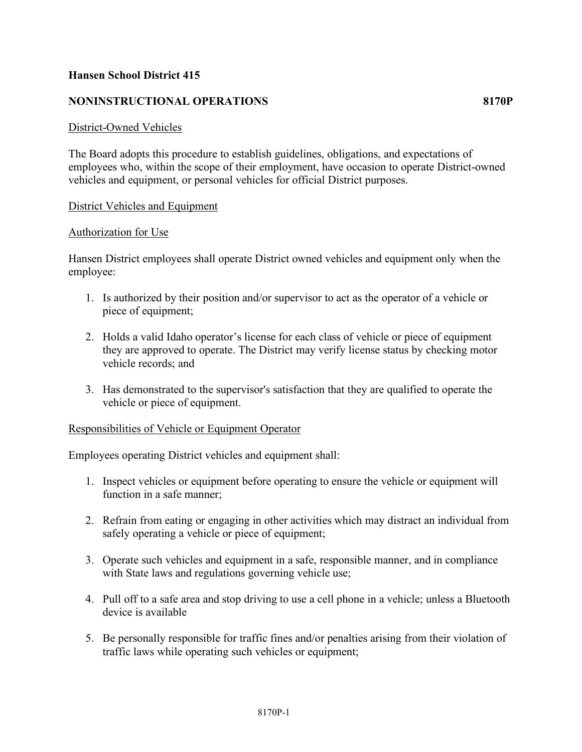**Hansen School District 415**

**NONINSTRUCTIONAL OPERATIONS 8170P**

District-Owned Vehicles

The Board adopts this procedure to establish guidelines, obligations, and expectations of employees who, within the scope of their employment, have occasion to operate District-owned vehicles and equipment, or personal vehicles for official District purposes.

District Vehicles and Equipment

Authorization for Use

Hansen District employees shall operate District owned vehicles and equipment only when the employee:

1. Is authorized by their position and/or supervisor to act as the operator of a vehicle or piece of equipment;

2. Holds a valid Idaho operator's license for each class of vehicle or piece of equipment they are approved to operate. The District may verify license status by checking motor vehicle records; and

3. Has demonstrated to the supervisor's satisfaction that they are qualified to operate the vehicle or piece of equipment.

Responsibilities of Vehicle or Equipment Operator

Employees operating District vehicles and equipment shall:

1. Inspect vehicles or equipment before operating to ensure the vehicle or equipment will function in a safe manner;

2. Refrain from eating or engaging in other activities which may distract an individual from safely operating a vehicle or piece of equipment;

3. Operate such vehicles and equipment in a safe, responsible manner, and in compliance with State laws and regulations governing vehicle use;

4. Pull off to a safe area and stop driving to use a cell phone in a vehicle; unless a Bluetooth device is available

5. Be personally responsible for traffic fines and/or penalties arising from their violation of traffic laws while operating such vehicles or equipment;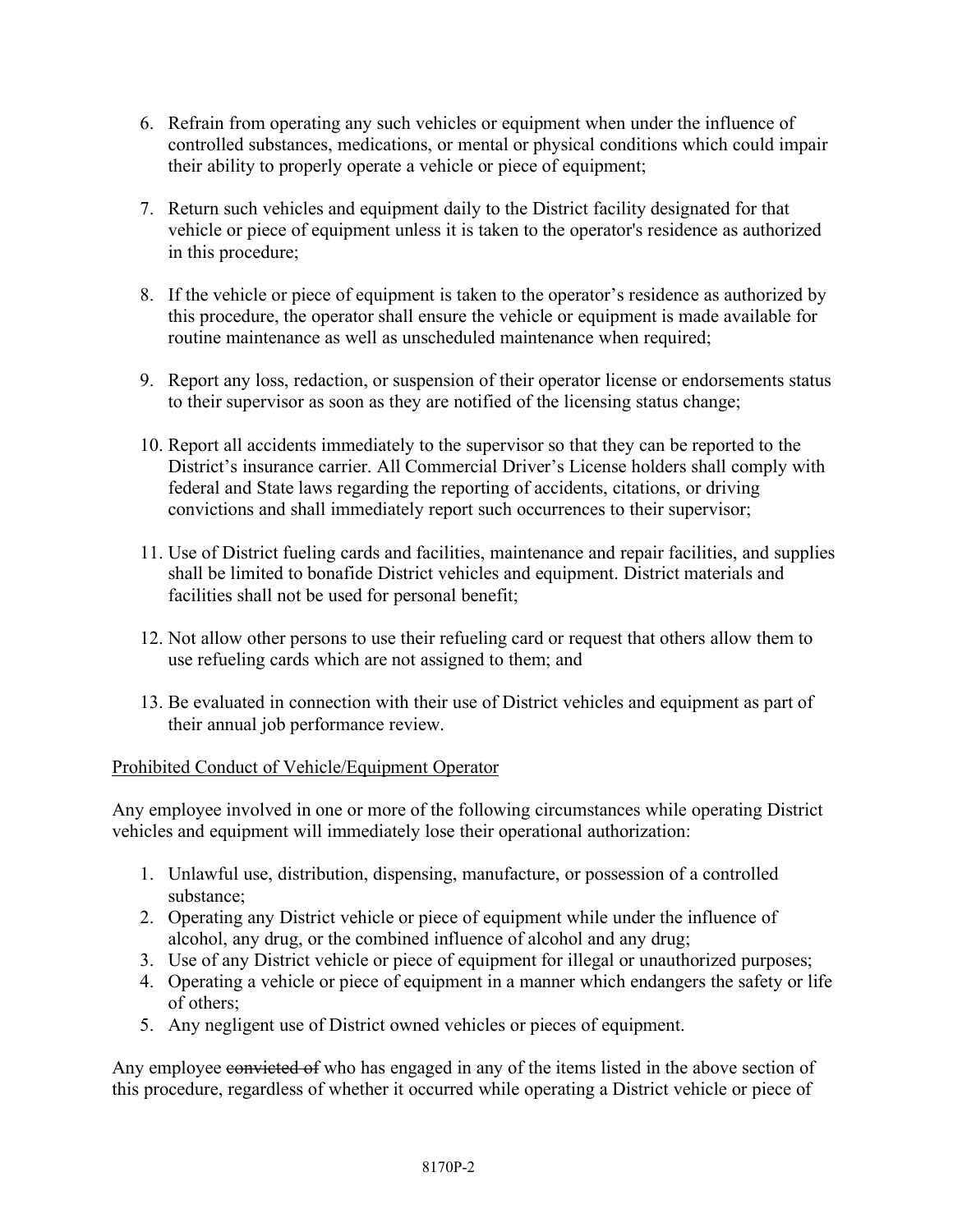6. Refrain from operating any such vehicles or equipment when under the influence of controlled substances, medications, or mental or physical conditions which could impair their ability to properly operate a vehicle or piece of equipment;

7. Return such vehicles and equipment daily to the District facility designated for that vehicle or piece of equipment unless it is taken to the operator's residence as authorized in this procedure;

8. If the vehicle or piece of equipment is taken to the operator's residence as authorized by this procedure, the operator shall ensure the vehicle or equipment is made available for routine maintenance as well as unscheduled maintenance when required;

9. Report any loss, redaction, or suspension of their operator license or endorsements status to their supervisor as soon as they are notified of the licensing status change;

10. Report all accidents immediately to the supervisor so that they can be reported to the District's insurance carrier. All Commercial Driver's License holders shall comply with federal and State laws regarding the reporting of accidents, citations, or driving convictions and shall immediately report such occurrences to their supervisor;

11. Use of District fueling cards and facilities, maintenance and repair facilities, and supplies shall be limited to bonafide District vehicles and equipment. District materials and facilities shall not be used for personal benefit;

12. Not allow other persons to use their refueling card or request that others allow them to use refueling cards which are not assigned to them; and

13. Be evaluated in connection with their use of District vehicles and equipment as part of their annual job performance review.

<u>Prohibited Conduct of Vehicle/Equipment Operator</u>

Any employee involved in one or more of the following circumstances while operating District vehicles and equipment will immediately lose their operational authorization:

1. Unlawful use, distribution, dispensing, manufacture, or possession of a controlled substance;
2. Operating any District vehicle or piece of equipment while under the influence of alcohol, any drug, or the combined influence of alcohol and any drug;
3. Use of any District vehicle or piece of equipment for illegal or unauthorized purposes;
4. Operating a vehicle or piece of equipment in a manner which endangers the safety or life of others;
5. Any negligent use of District owned vehicles or pieces of equipment.

Any employee ~~convicted of~~ who has engaged in any of the items listed in the above section of this procedure, regardless of whether it occurred while operating a District vehicle or piece of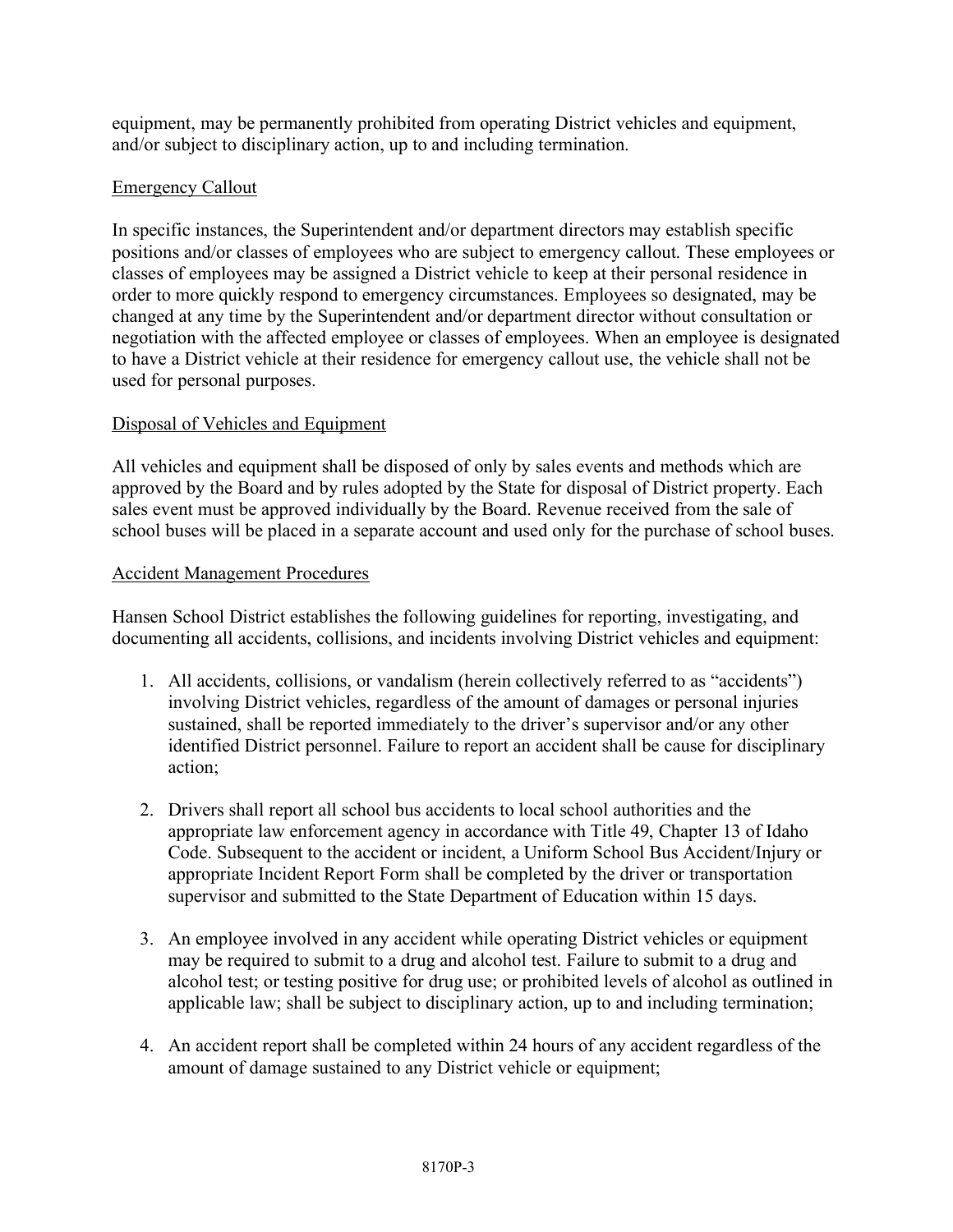equipment, may be permanently prohibited from operating District vehicles and equipment, and/or subject to disciplinary action, up to and including termination.

## Emergency Callout

In specific instances, the Superintendent and/or department directors may establish specific positions and/or classes of employees who are subject to emergency callout. These employees or classes of employees may be assigned a District vehicle to keep at their personal residence in order to more quickly respond to emergency circumstances. Employees so designated, may be changed at any time by the Superintendent and/or department director without consultation or negotiation with the affected employee or classes of employees. When an employee is designated to have a District vehicle at their residence for emergency callout use, the vehicle shall not be used for personal purposes.

## Disposal of Vehicles and Equipment

All vehicles and equipment shall be disposed of only by sales events and methods which are approved by the Board and by rules adopted by the State for disposal of District property. Each sales event must be approved individually by the Board. Revenue received from the sale of school buses will be placed in a separate account and used only for the purchase of school buses.

## Accident Management Procedures

Hansen School District establishes the following guidelines for reporting, investigating, and documenting all accidents, collisions, and incidents involving District vehicles and equipment:

1. All accidents, collisions, or vandalism (herein collectively referred to as "accidents") involving District vehicles, regardless of the amount of damages or personal injuries sustained, shall be reported immediately to the driver's supervisor and/or any other identified District personnel. Failure to report an accident shall be cause for disciplinary action;

2. Drivers shall report all school bus accidents to local school authorities and the appropriate law enforcement agency in accordance with Title 49, Chapter 13 of Idaho Code. Subsequent to the accident or incident, a Uniform School Bus Accident/Injury or appropriate Incident Report Form shall be completed by the driver or transportation supervisor and submitted to the State Department of Education within 15 days.

3. An employee involved in any accident while operating District vehicles or equipment may be required to submit to a drug and alcohol test. Failure to submit to a drug and alcohol test; or testing positive for drug use; or prohibited levels of alcohol as outlined in applicable law; shall be subject to disciplinary action, up to and including termination;

4. An accident report shall be completed within 24 hours of any accident regardless of the amount of damage sustained to any District vehicle or equipment;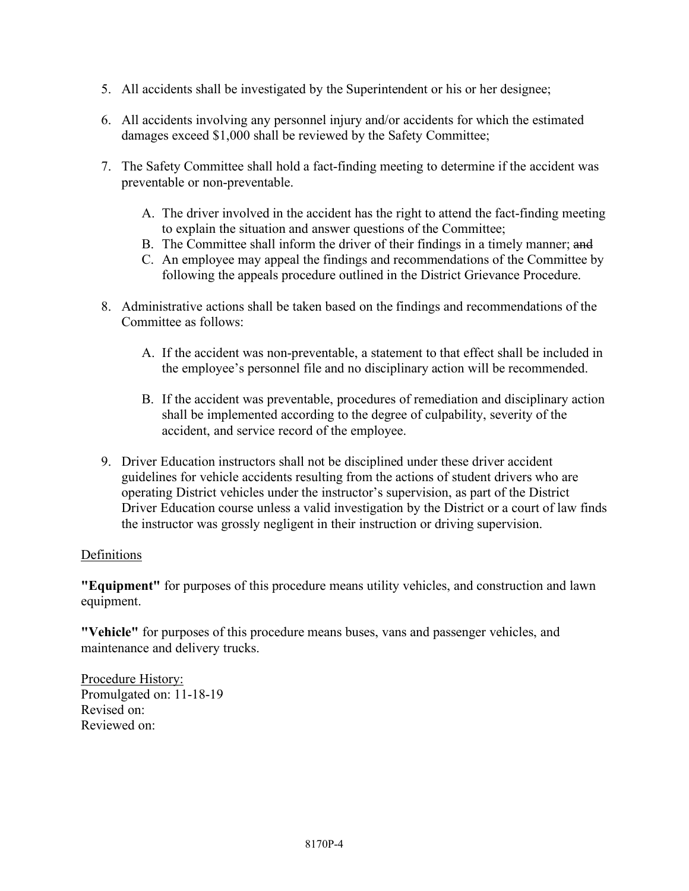5. All accidents shall be investigated by the Superintendent or his or her designee;

6. All accidents involving any personnel injury and/or accidents for which the estimated damages exceed $1,000 shall be reviewed by the Safety Committee;

7. The Safety Committee shall hold a fact-finding meeting to determine if the accident was preventable or non-preventable.

   A. The driver involved in the accident has the right to attend the fact-finding meeting to explain the situation and answer questions of the Committee;
   B. The Committee shall inform the driver of their findings in a timely manner; ~~and~~
   C. An employee may appeal the findings and recommendations of the Committee by following the appeals procedure outlined in the District Grievance Procedure.

8. Administrative actions shall be taken based on the findings and recommendations of the Committee as follows:

   A. If the accident was non-preventable, a statement to that effect shall be included in the employee's personnel file and no disciplinary action will be recommended.

   B. If the accident was preventable, procedures of remediation and disciplinary action shall be implemented according to the degree of culpability, severity of the accident, and service record of the employee.

9. Driver Education instructors shall not be disciplined under these driver accident guidelines for vehicle accidents resulting from the actions of student drivers who are operating District vehicles under the instructor's supervision, as part of the District Driver Education course unless a valid investigation by the District or a court of law finds the instructor was grossly negligent in their instruction or driving supervision.

<u>Definitions</u>

**"Equipment"** for purposes of this procedure means utility vehicles, and construction and lawn equipment.

**"Vehicle"** for purposes of this procedure means buses, vans and passenger vehicles, and maintenance and delivery trucks.

<u>Procedure History:</u>
Promulgated on: 11-18-19
Revised on:
Reviewed on: